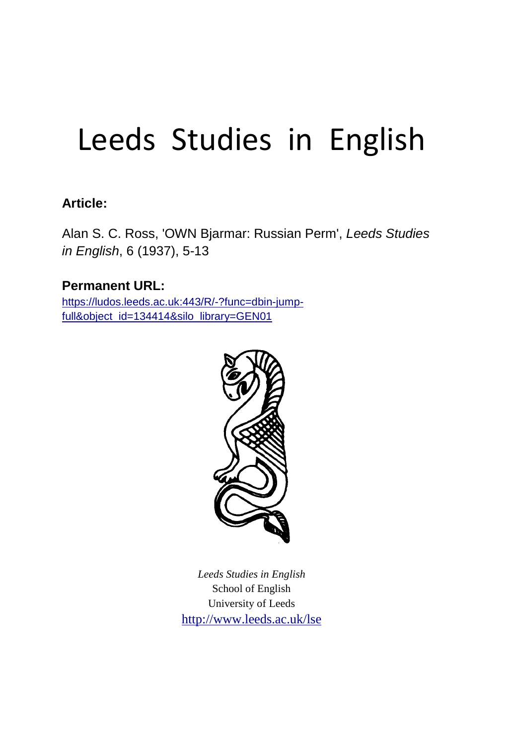# Leeds Studies in English

**Article:**

Alan S. C. Ross, 'OWN Bjarmar: Russian Perm', *Leeds Studies in English*, 6 (1937), 5-13

**Permanent URL:**

https://ludos.leeds.ac.uk:443/R/-?func=dbin-jump-full&object_id=134414&silo_library=GEN01

*Leeds Studies in English*
School of English
University of Leeds
http://www.leeds.ac.uk/lse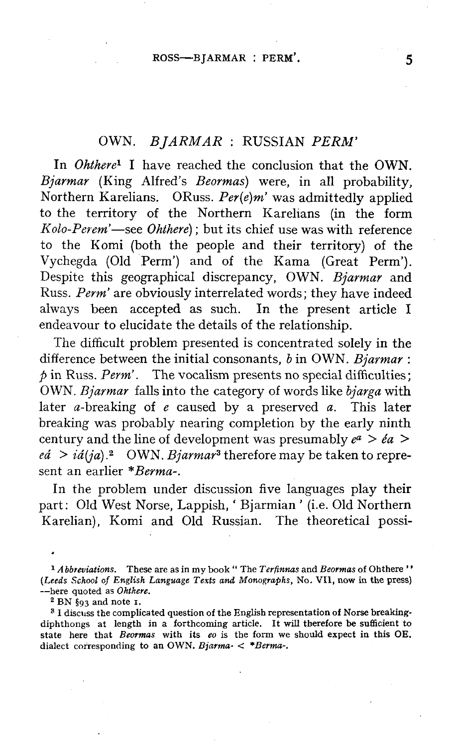## OWN. *BJARMAR* : RUSSIAN *PERM'*

In *Ohthere*[1] I have reached the conclusion that the OWN. *Bjarmar* (King Alfred's *Beormas*) were, in all probability, Northern Karelians. ORuss. *Per(e)m'* was admittedly applied to the territory of the Northern Karelians (in the form *Kolo-Perem'*—see *Ohthere*); but its chief use was with reference to the Komi (both the people and their territory) of the Vychegda (Old Perm') and of the Kama (Great Perm'). Despite this geographical discrepancy, OWN. *Bjarmar* and Russ. *Perm'* are obviously interrelated words; they have indeed always been accepted as such. In the present article I endeavour to elucidate the details of the relationship.

The difficult problem presented is concentrated solely in the difference between the initial consonants, *b* in OWN. *Bjarmar* : *p* in Russ. *Perm'*. The vocalism presents no special difficulties; OWN. *Bjarmar* falls into the category of words like *bjarga* with later *a*-breaking of *e* caused by a preserved *a*. This later breaking was probably nearing completion by the early ninth century and the line of development was presumably $e^a$ > *éa* > *eá* > *iá(ja)*.[2] OWN. *Bjarmar*[3] therefore may be taken to represent an earlier *\*Berma-*.

In the problem under discussion five languages play their part: Old West Norse, Lappish, 'Bjarmian' (i.e. Old Northern Karelian), Komi and Old Russian. The theoretical possi-

---

[1] *Abbreviations.* These are as in my book "The *Terfinnas* and *Beormas* of Ohthere" (*Leeds School of English Language Texts and Monographs*, No. VII, now in the press) —here quoted as *Ohthere*.

[2] BN §93 and note 1.

[3] I discuss the complicated question of the English representation of Norse breaking-diphthongs at length in a forthcoming article. It will therefore be sufficient to state here that *Beormas* with its *eo* is the form we should expect in this OE. dialect corresponding to an OWN. *Bjarma-* < *\*Berma-*.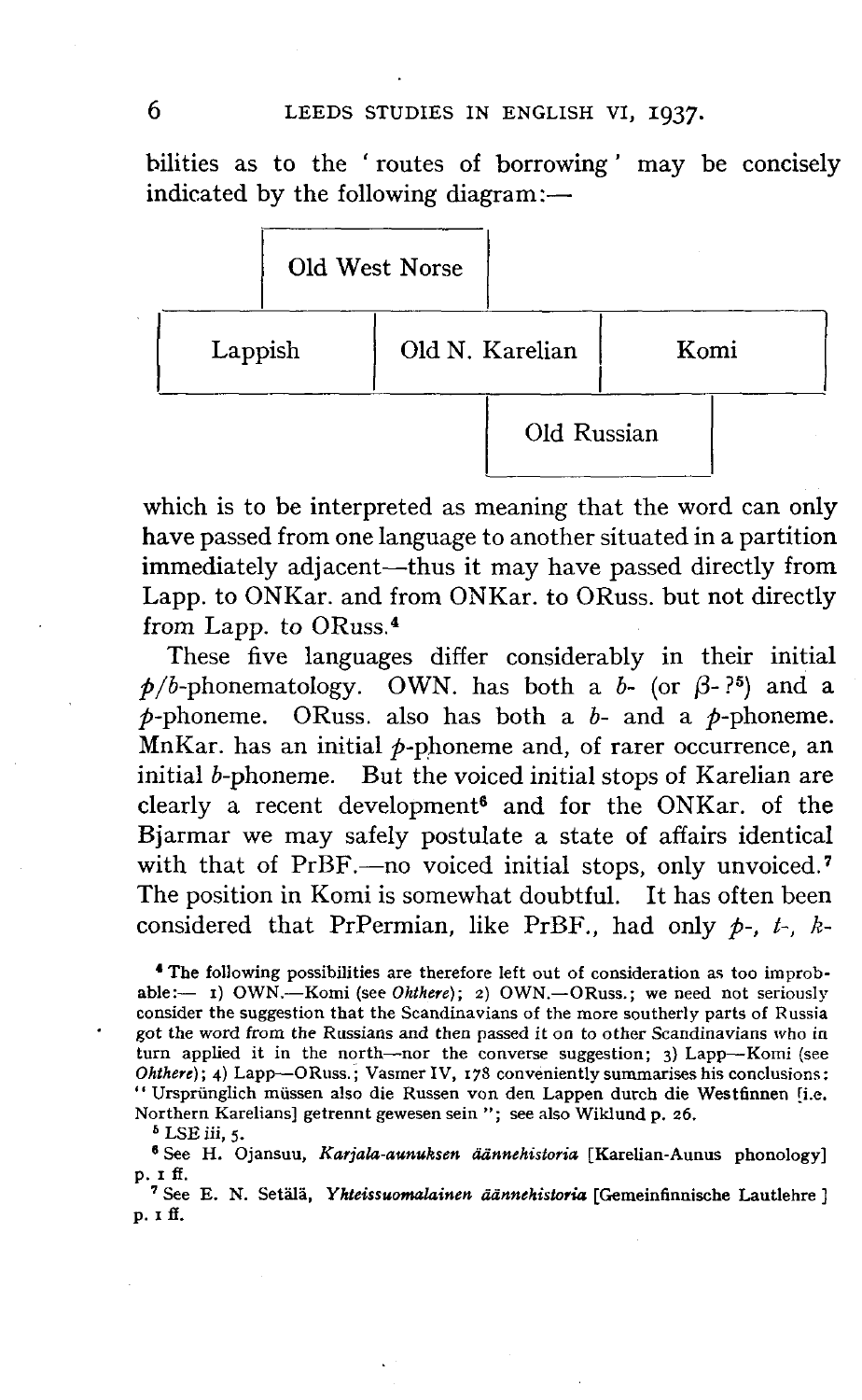bilities as to the 'routes of borrowing' may be concisely indicated by the following diagram:—

| | | | |
|---|---|---|---|
| | Old West Norse | | |
| Lappish | | Old N. Karelian | Komi |
| | | Old Russian | |

which is to be interpreted as meaning that the word can only have passed from one language to another situated in a partition immediately adjacent—thus it may have passed directly from Lapp. to ONKar. and from ONKar. to ORuss. but not directly from Lapp. to ORuss.[4]

These five languages differ considerably in their initial *p*/*b*-phonematology. OWN. has both a *b*- (or *β*-?[5]) and a *p*-phoneme. ORuss. also has both a *b*- and a *p*-phoneme. MnKar. has an initial *p*-phoneme and, of rarer occurrence, an initial *b*-phoneme. But the voiced initial stops of Karelian are clearly a recent development[6] and for the ONKar. of the Bjarmar we may safely postulate a state of affairs identical with that of PrBF.—no voiced initial stops, only unvoiced.[7] The position in Komi is somewhat doubtful. It has often been considered that PrPermian, like PrBF., had only *p*-, *t*-, *k*-

[4] The following possibilities are therefore left out of consideration as too improbable:— 1) OWN.—Komi (see *Ohthere*); 2) OWN.—ORuss.; we need not seriously consider the suggestion that the Scandinavians of the more southerly parts of Russia got the word from the Russians and then passed it on to other Scandinavians who in turn applied it in the north—nor the converse suggestion; 3) Lapp—Komi (see *Ohthere*); 4) Lapp—ORuss.; Vasmer IV, 178 conveniently summarises his conclusions: "Ursprünglich müssen also die Russen von den Lappen durch die Westfinnen [i.e. Northern Karelians] getrennt gewesen sein"; see also Wiklund p. 26.

[5] LSE iii, 5.

[6] See H. Ojansuu, *Karjala-aunuksen äännehistoria* [Karelian-Aunus phonology] p. 1 ff.

[7] See E. N. Setälä, *Yhteissuomalainen äännehistoria* [Gemeinfinnische Lautlehre] p. 1 ff.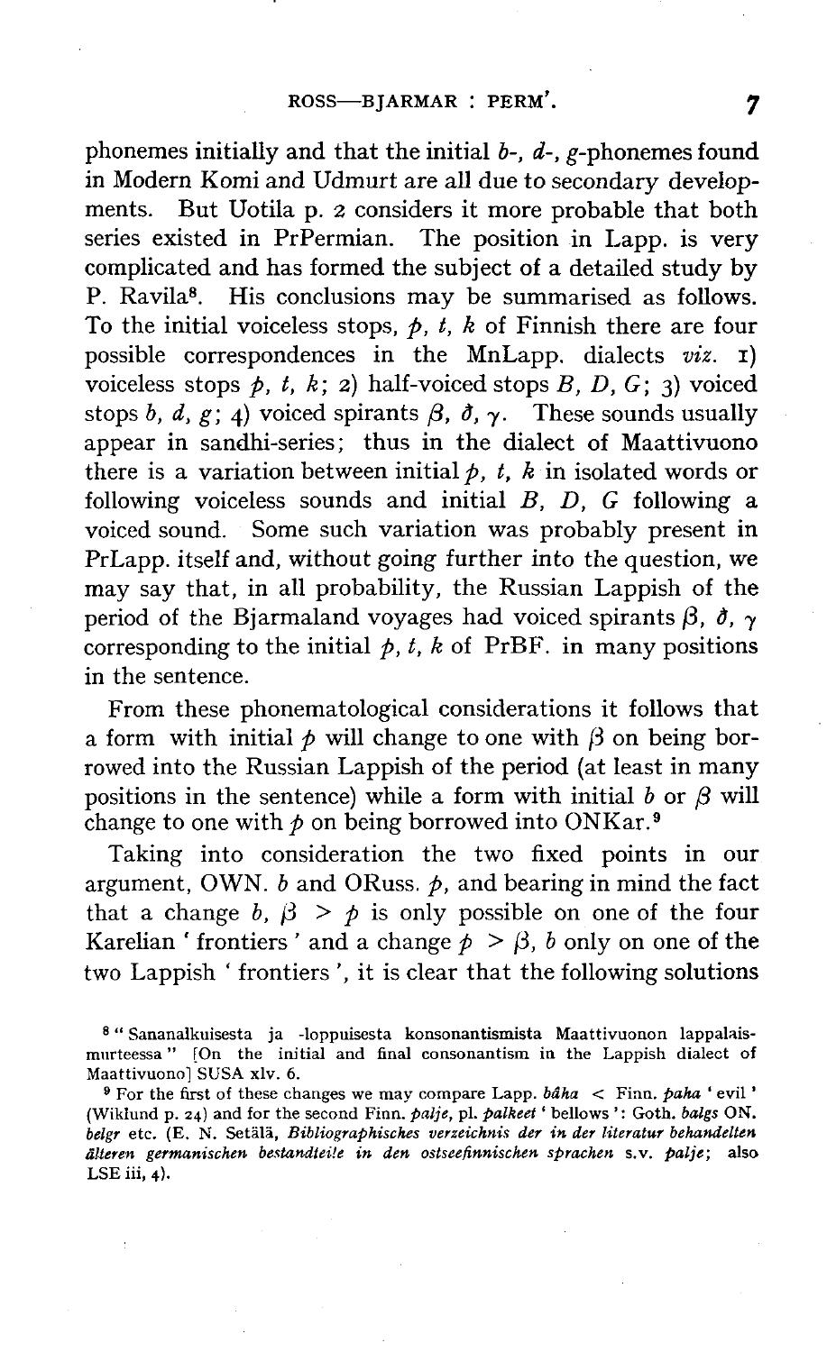phonemes initially and that the initial *b*-, *d*-, *g*-phonemes found in Modern Komi and Udmurt are all due to secondary developments. But Uotila p. 2 considers it more probable that both series existed in PrPermian. The position in Lapp. is very complicated and has formed the subject of a detailed study by P. Ravila[8]. His conclusions may be summarised as follows. To the initial voiceless stops, *p*, *t*, *k* of Finnish there are four possible correspondences in the MnLapp. dialects *viz.* 1) voiceless stops *p*, *t*, *k*; 2) half-voiced stops *B*, *D*, *G*; 3) voiced stops *b*, *d*, *g*; 4) voiced spirants $\beta$, $\eth$, $\gamma$. These sounds usually appear in sandhi-series; thus in the dialect of Maattivuono there is a variation between initial *p*, *t*, *k* in isolated words or following voiceless sounds and initial *B*, *D*, *G* following a voiced sound. Some such variation was probably present in PrLapp. itself and, without going further into the question, we may say that, in all probability, the Russian Lappish of the period of the Bjarmaland voyages had voiced spirants $\beta$, $\eth$, $\gamma$ corresponding to the initial *p*, *t*, *k* of PrBF. in many positions in the sentence.

From these phonematological considerations it follows that a form with initial *p* will change to one with $\beta$ on being borrowed into the Russian Lappish of the period (at least in many positions in the sentence) while a form with initial *b* or $\beta$ will change to one with *p* on being borrowed into ONKar.[9]

Taking into consideration the two fixed points in our argument, OWN. *b* and ORuss. *p*, and bearing in mind the fact that a change *b*, $\beta$ > *p* is only possible on one of the four Karelian ' frontiers ' and a change *p* > $\beta$, *b* only on one of the two Lappish ' frontiers ', it is clear that the following solutions

---

[8] " Sananalkuisesta ja -loppuisesta konsonantismista Maattivuonon lappalaismurteessa " [On the initial and final consonantism in the Lappish dialect of Maattivuono] SUSA xlv. 6.

[9] For the first of these changes we may compare Lapp. *bâha* < Finn. *paha* ' evil ' (Wiklund p. 24) and for the second Finn. *palje*, pl. *palkeet* ' bellows ': Goth. *balgs* ON. *belgr* etc. (E. N. Setälä, *Bibliographisches verzeichnis der in der literatur behandelten älteren germanischen bestandteile in den ostseefinnischen sprachen* s.v. *palje*; also LSE iii, 4).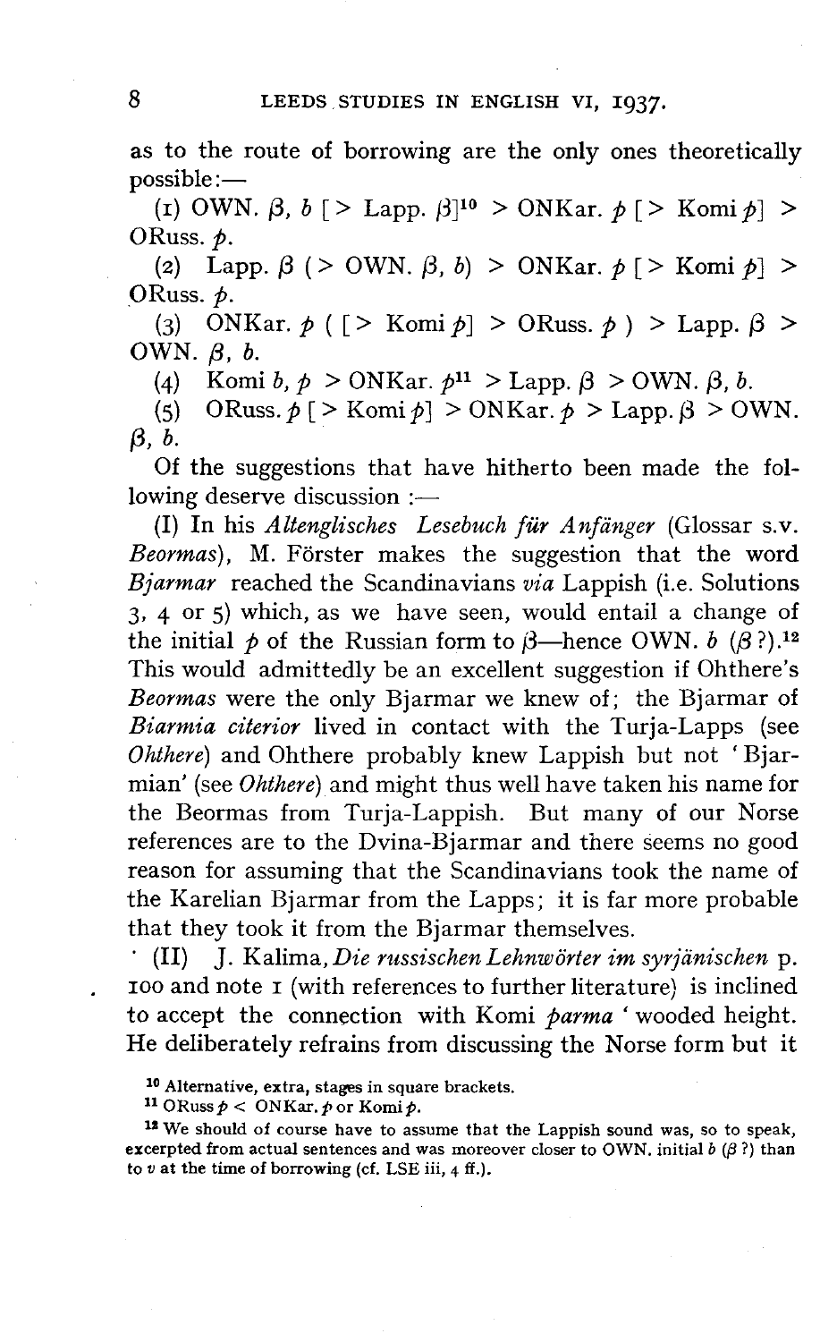as to the route of borrowing are the only ones theoretically possible:—

(1) OWN. $\beta$, *b* [> Lapp. $\beta$][10] > ONKar. *p* [> Komi *p*] > ORuss. *p*.

(2) Lapp. $\beta$ (> OWN. $\beta$, *b*) > ONKar. *p* [> Komi *p*] > ORuss. *p*.

(3) ONKar. *p* ( [> Komi *p*] > ORuss. *p* ) > Lapp. $\beta$ > OWN. $\beta$, *b*.

(4) Komi *b*, *p* > ONKar. *p*[11] > Lapp. $\beta$ > OWN. $\beta$, *b*.

(5) ORuss. *p* [> Komi *p*] > ONKar. *p* > Lapp. $\beta$ > OWN. $\beta$, *b*.

Of the suggestions that have hitherto been made the following deserve discussion :—

(I) In his *Altenglisches Lesebuch für Anfänger* (Glossar s.v. *Beormas*), M. Förster makes the suggestion that the word *Bjarmar* reached the Scandinavians *via* Lappish (i.e. Solutions 3, 4 or 5) which, as we have seen, would entail a change of the initial *p* of the Russian form to $\beta$—hence OWN. *b* ($\beta$ ?).[12] This would admittedly be an excellent suggestion if Ohthere's *Beormas* were the only Bjarmar we knew of; the Bjarmar of *Biarmia citerior* lived in contact with the Turja-Lapps (see *Ohthere*) and Ohthere probably knew Lappish but not 'Bjarmian' (see *Ohthere*) and might thus well have taken his name for the Beormas from Turja-Lappish. But many of our Norse references are to the Dvina-Bjarmar and there seems no good reason for assuming that the Scandinavians took the name of the Karelian Bjarmar from the Lapps; it is far more probable that they took it from the Bjarmar themselves.

(II) J. Kalima, *Die russischen Lehnwörter im syrjänischen* p. 100 and note 1 (with references to further literature) is inclined to accept the connection with Komi *parma* 'wooded height. He deliberately refrains from discussing the Norse form but it

[10] Alternative, extra, stages in square brackets.

[11] ORuss *p* < ONKar. *p* or Komi *p*.

[12] We should of course have to assume that the Lappish sound was, so to speak, excerpted from actual sentences and was moreover closer to OWN. initial *b* ($\beta$ ?) than to *v* at the time of borrowing (cf. LSE iii, 4 ff.).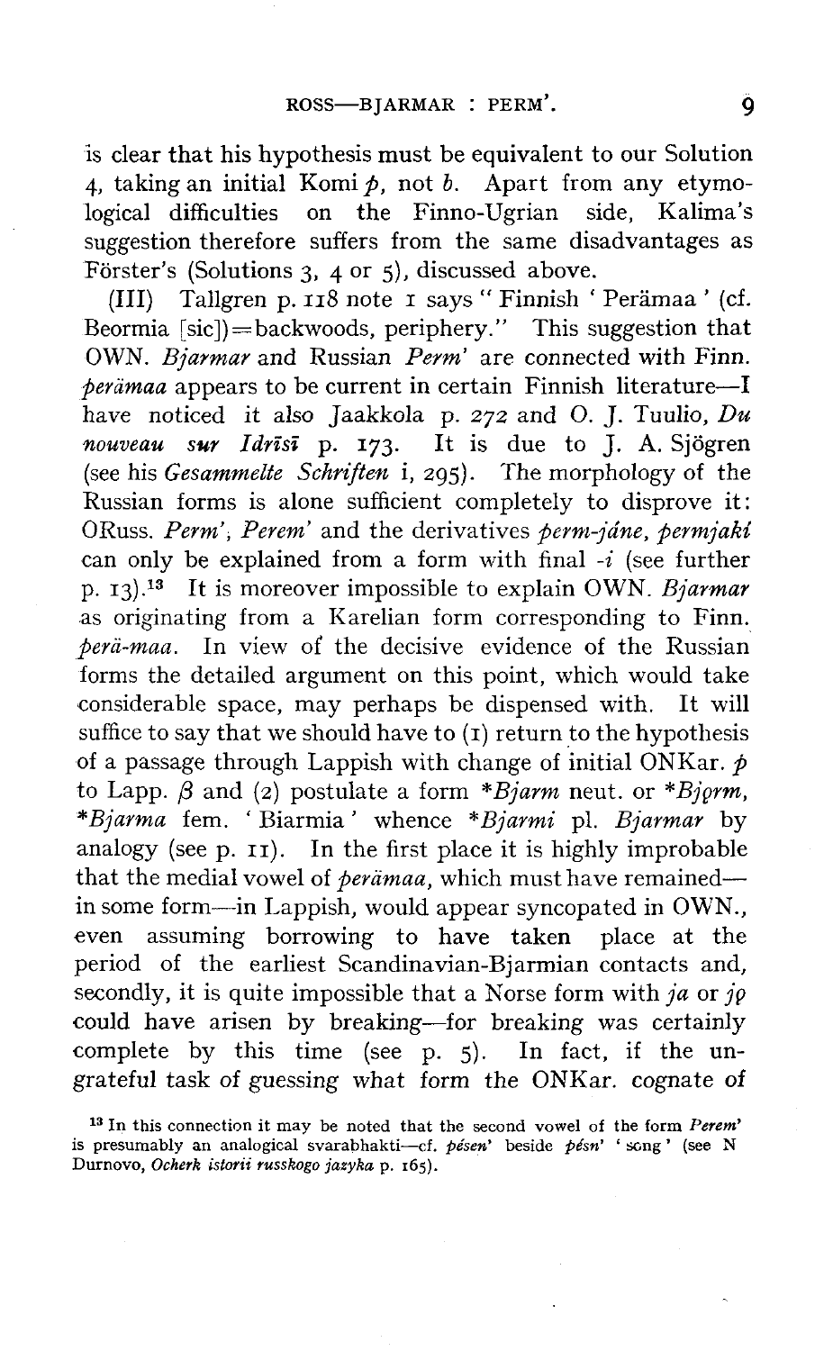is clear that his hypothesis must be equivalent to our Solution 4, taking an initial Komi *p*, not *b*. Apart from any etymological difficulties on the Finno-Ugrian side, Kalima's suggestion therefore suffers from the same disadvantages as Förster's (Solutions 3, 4 or 5), discussed above.

(III) Tallgren p. 118 note 1 says "Finnish 'Perämaa' (cf. Beormia [sic]) = backwoods, periphery." This suggestion that OWN. *Bjarmar* and Russian *Perm'* are connected with Finn. *perämaa* appears to be current in certain Finnish literature—I have noticed it also Jaakkola p. 272 and O. J. Tuulio, *Du nouveau sur Idrīsī* p. 173. It is due to J. A. Sjögren (see his *Gesammelte Schriften* i, 295). The morphology of the Russian forms is alone sufficient completely to disprove it: ORuss. *Perm'*, *Perem'* and the derivatives *perm-jáne*, *permjakí* can only be explained from a form with final *-i* (see further p. 13).[13] It is moreover impossible to explain OWN. *Bjarmar* as originating from a Karelian form corresponding to Finn. *perä-maa*. In view of the decisive evidence of the Russian forms the detailed argument on this point, which would take considerable space, may perhaps be dispensed with. It will suffice to say that we should have to (1) return to the hypothesis of a passage through Lappish with change of initial ONKar. *p* to Lapp. *β* and (2) postulate a form *\*Bjarm* neut. or *\*Bjǫrm*, *\*Bjarma* fem. 'Biarmia' whence *\*Bjarmi* pl. *Bjarmar* by analogy (see p. 11). In the first place it is highly improbable that the medial vowel of *perämaa*, which must have remained—in some form—in Lappish, would appear syncopated in OWN., even assuming borrowing to have taken place at the period of the earliest Scandinavian-Bjarmian contacts and, secondly, it is quite impossible that a Norse form with *ja* or *jǫ* could have arisen by breaking—for breaking was certainly complete by this time (see p. 5). In fact, if the ungrateful task of guessing what form the ONKar. cognate of

[13] In this connection it may be noted that the second vowel of the form *Perem'* is presumably an analogical svarabhakti—cf. *pésen'* beside *pésn'* 'song' (see N Durnovo, *Ocherk istorii russkogo jazyka* p. 165).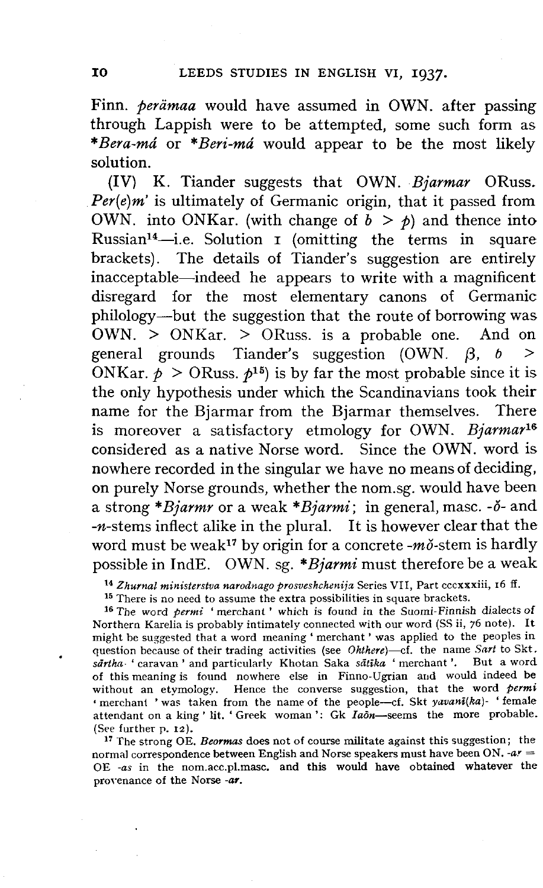Finn. *perämaa* would have assumed in OWN. after passing through Lappish were to be attempted, some such form as **Bera-má* or **Beri-má* would appear to be the most likely solution.

(IV) K. Tiander suggests that OWN. *Bjarmar* ORuss. *Per(e)m'* is ultimately of Germanic origin, that it passed from OWN. into ONKar. (with change of *b* > *p*) and thence into Russian[14]—i.e. Solution I (omitting the terms in square brackets). The details of Tiander's suggestion are entirely inacceptable—indeed he appears to write with a magnificent disregard for the most elementary canons of Germanic philology—but the suggestion that the route of borrowing was OWN. > ONKar. > ORuss. is a probable one. And on general grounds Tiander's suggestion (OWN. *β*, *b* > ONKar. *p* > ORuss. *p*[15]) is by far the most probable since it is the only hypothesis under which the Scandinavians took their name for the Bjarmar from the Bjarmar themselves. There is moreover a satisfactory etmology for OWN. *Bjarmar*[16] considered as a native Norse word. Since the OWN. word is nowhere recorded in the singular we have no means of deciding, on purely Norse grounds, whether the nom.sg. would have been a strong **Bjarmr* or a weak **Bjarmi*; in general, masc. *-ŏ-* and *-n*-stems inflect alike in the plural. It is however clear that the word must be weak[17] by origin for a concrete *-mŏ*-stem is hardly possible in IndE. OWN. sg. **Bjarmi* must therefore be a weak

[14] *Zhurnal ministerstva narodnago prosveshchenija* Series VII, Part cccxxxiii, 16 ff.

[15] There is no need to assume the extra possibilities in square brackets.

[16] The word *permi* 'merchant' which is found in the Suomi-Finnish dialects of Northern Karelia is probably intimately connected with our word (SS ii, 76 note). It might be suggested that a word meaning 'merchant' was applied to the peoples in question because of their trading activities (see *Ohthere*)—cf. the name *Sart* to Skt. *sārtha-* 'caravan' and particularly Khotan Saka *sātika* 'merchant'. But a word of this meaning is found nowhere else in Finno-Ugrian and would indeed be without an etymology. Hence the converse suggestion, that the word *permi* 'merchant' was taken from the name of the people—cf. Skt *yavanī(ka)-* 'female attendant on a king' lit. 'Greek woman': Gk *Iaôn*—seems the more probable. (See further p. 12).

[17] The strong OE. *Beormas* does not of course militate against this suggestion; the normal correspondence between English and Norse speakers must have been ON. *-ar* = OE *-as* in the nom.acc.pl.masc. and this would have obtained whatever the provenance of the Norse *-ar*.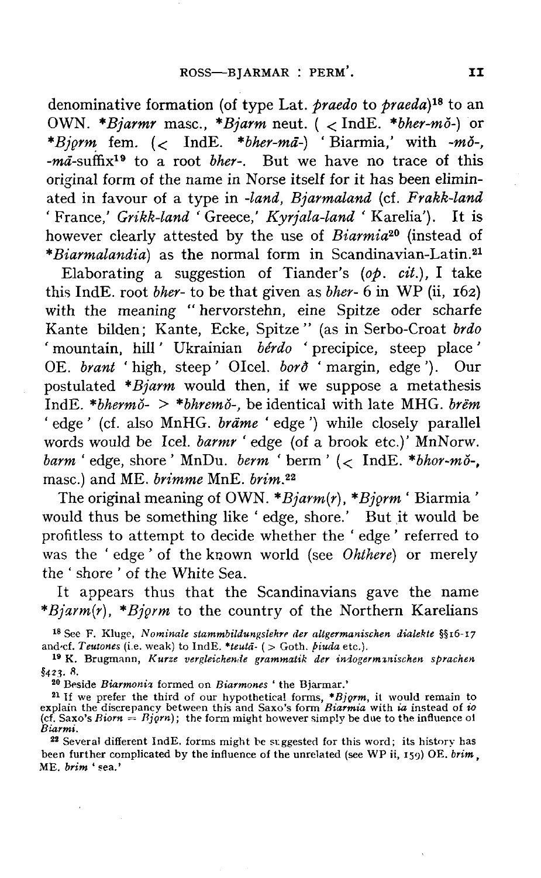denominative formation (of type Lat. *praedo* to *praeda*)[18] to an OWN. **Bjarmr* masc., **Bjarm* neut. ( < IndE. **bher-mŏ-*) or **Bjǫrm* fem. (< IndE. **bher-mā-*) 'Biarmia,' with *-mŏ-*, *-mā*-suffix[19] to a root *bher-*. But we have no trace of this original form of the name in Norse itself for it has been eliminated in favour of a type in *-land, Bjarmaland* (cf. *Frakk-land* 'France,' *Grikk-land* 'Greece,' *Kyrjala-land* 'Karelia'). It is however clearly attested by the use of *Biarmia*[20] (instead of **Biarmalandia*) as the normal form in Scandinavian-Latin.[21]

Elaborating a suggestion of Tiander's (*op. cit.*), I take this IndE. root *bher-* to be that given as *bher-* 6 in WP (ii, 162) with the meaning "hervorstehn, eine Spitze oder scharfe Kante bilden; Kante, Ecke, Spitze" (as in Serbo-Croat *brdo* 'mountain, hill' Ukrainian *bérdo* 'precipice, steep place' OE. *brant* 'high, steep' OIcel. *borð* 'margin, edge'). Our postulated **Bjarm* would then, if we suppose a metathesis IndE. **bhermŏ-* > **bhremŏ-*, be identical with late MHG. *brëm* 'edge' (cf. also MnHG. *bräme* 'edge') while closely parallel words would be Icel. *barmr* 'edge (of a brook etc.)' MnNorw. *barm* 'edge, shore' MnDu. *berm* 'berm' (< IndE. **bhor-mŏ-*, masc.) and ME. *brimme* MnE. *brim*.[22]

The original meaning of OWN. **Bjarm(r)*, **Bjǫrm* 'Biarmia' would thus be something like 'edge, shore.' But it would be profitless to attempt to decide whether the 'edge' referred to was the 'edge' of the known world (see *Ohthere*) or merely the 'shore' of the White Sea.

It appears thus that the Scandinavians gave the name **Bjarm(r)*, **Bjǫrm* to the country of the Northern Karelians

[18] See F. Kluge, *Nominale stammbildungslehre der altgermanischen dialekte* §§16-17 and cf. *Teutones* (i.e. weak) to IndE. **teutā-* ( > Goth. *þiuda* etc.).

[19] K. Brugmann, *Kurze vergleichende grammatik der indogermanischen sprachen* §423. 8.

[20] Beside *Biarmonia* formed on *Biarmones* 'the Bjarmar.'

[21] If we prefer the third of our hypothetical forms, **Bjǫrm*, it would remain to explain the discrepancy between this and Saxo's form *Biarmia* with *ia* instead of *io* (cf. Saxo's *Biorn* = *Bjǫrn*); the form might however simply be due to the influence of *Biarmi*.

[22] Several different IndE. forms might be suggested for this word; its history has been further complicated by the influence of the unrelated (see WP ii, 159) OE. *brim*, ME. *brim* 'sea.'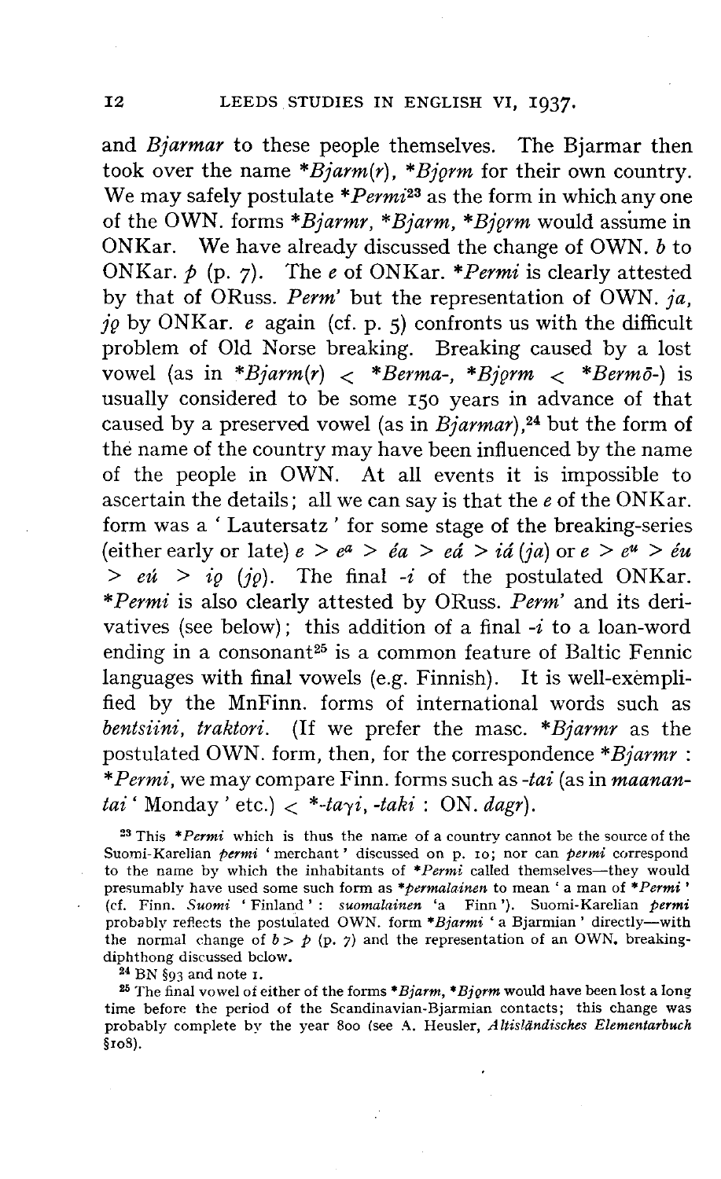and *Bjarmar* to these people themselves. The Bjarmar then took over the name *\*Bjarm(r)*, *\*Bjǫrm* for their own country. We may safely postulate *\*Permi*[23] as the form in which any one of the OWN. forms *\*Bjarmr*, *\*Bjarm*, *\*Bjǫrm* would assume in ONKar. We have already discussed the change of OWN. *b* to ONKar. *p* (p. 7). The *e* of ONKar. *\*Permi* is clearly attested by that of ORuss. *Perm'* but the representation of OWN. *ja*, *jǫ* by ONKar. *e* again (cf. p. 5) confronts us with the difficult problem of Old Norse breaking. Breaking caused by a lost vowel (as in *\*Bjarm(r)* < *\*Berma-*, *\*Bjǫrm* < *\*Bermō-*) is usually considered to be some 150 years in advance of that caused by a preserved vowel (as in *Bjarmar*),[24] but the form of the name of the country may have been influenced by the name of the people in OWN. At all events it is impossible to ascertain the details; all we can say is that the *e* of the ONKar. form was a ' Lautersatz ' for some stage of the breaking-series (either early or late) *e* > $e^a$ > *éa* > *eá* > *iá* (*ja*) or *e* > $e^u$ > *éu* > *eú* > *iǫ* (*jǫ*). The final *-i* of the postulated ONKar. *\*Permi* is also clearly attested by ORuss. *Perm'* and its derivatives (see below); this addition of a final *-i* to a loan-word ending in a consonant[25] is a common feature of Baltic Fennic languages with final vowels (e.g. Finnish). It is well-exemplified by the MnFinn. forms of international words such as *bentsiini*, *traktori*. (If we prefer the masc. *\*Bjarmr* as the postulated OWN. form, then, for the correspondence *\*Bjarmr* : *\*Permi*, we may compare Finn. forms such as *-tai* (as in *maanantai* ' Monday ' etc.) < *\*-taγi*, *-taki* : ON. *dagr*).

[23] This *\*Permi* which is thus the name of a country cannot be the source of the Suomi-Karelian *permi* ' merchant ' discussed on p. 10; nor can *permi* correspond to the name by which the inhabitants of *\*Permi* called themselves—they would presumably have used some such form as *\*permalainen* to mean ' a man of *\*Permi* ' (cf. Finn. *Suomi* ' Finland ' : *suomalainen* 'a Finn '). Suomi-Karelian *permi* probably reflects the postulated OWN. form *\*Bjarmi* ' a Bjarmian ' directly—with the normal change of *b* > *p* (p. 7) and the representation of an OWN. breaking-diphthong discussed below.

[24] BN §93 and note 1.

[25] The final vowel of either of the forms *\*Bjarm*, *\*Bjǫrm* would have been lost a long time before the period of the Scandinavian-Bjarmian contacts; this change was probably complete by the year 800 (see A. Heusler, *Altisländisches Elementarbuch* §108).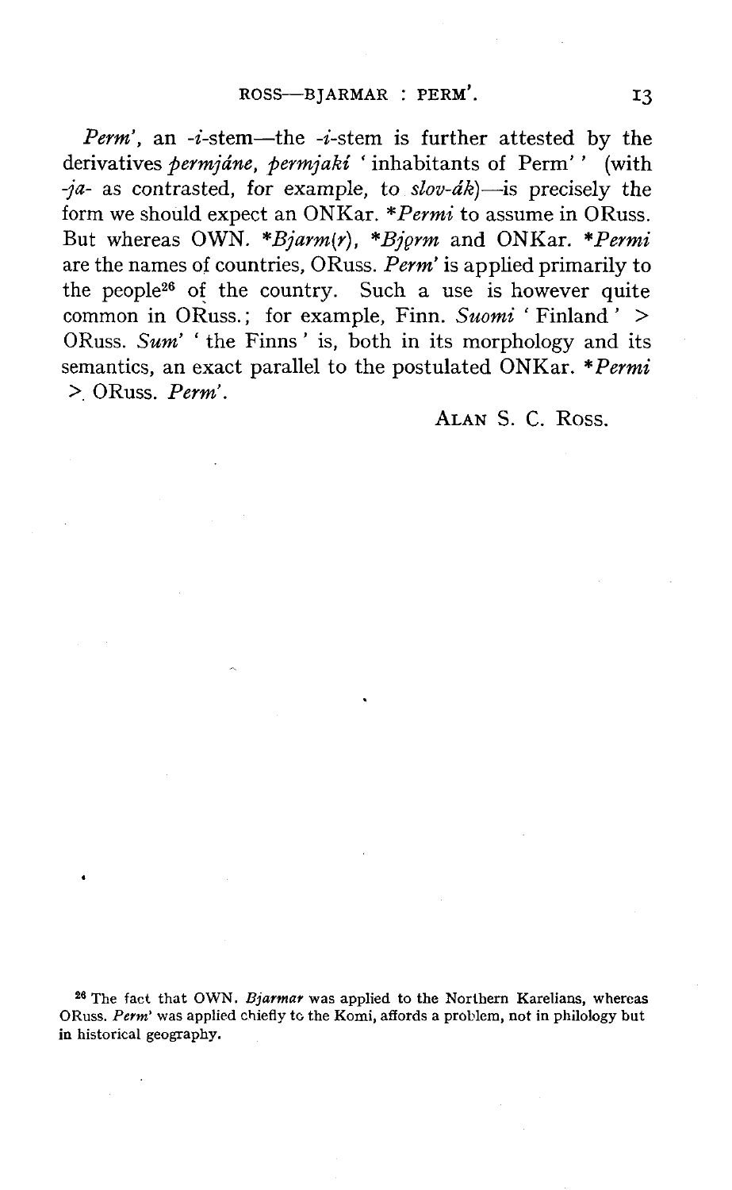*Perm'*, an *-i*-stem—the *-i*-stem is further attested by the derivatives *permjáne*, *permjakí* 'inhabitants of Perm'' (with *-ja-* as contrasted, for example, to *slov-ák*)—is precisely the form we should expect an ONKar. **Permi* to assume in ORuss. But whereas OWN. **Bjarm(r)*, **Bjǫrm* and ONKar. **Permi* are the names of countries, ORuss. *Perm'* is applied primarily to the people[26] of the country. Such a use is however quite common in ORuss.; for example, Finn. *Suomi* 'Finland' > ORuss. *Sum'* 'the Finns' is, both in its morphology and its semantics, an exact parallel to the postulated ONKar. **Permi* > ORuss. *Perm'*.

ALAN S. C. ROSS.

[26] The fact that OWN. *Bjarmar* was applied to the Northern Karelians, whereas ORuss. *Perm'* was applied chiefly to the Komi, affords a problem, not in philology but in historical geography.